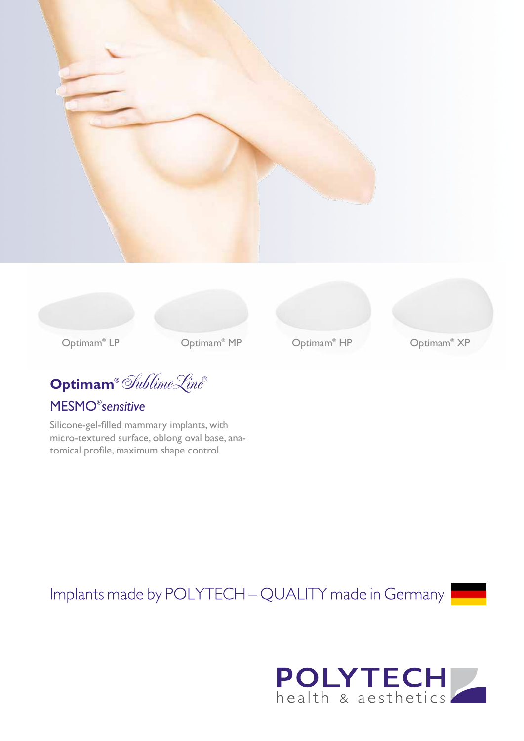Optimam® LP

Optimam® MP

Optimam® HP

Optimam® XP

# Optimam® *SublimeLine®*

## MESMO®*sensitive*

Silicone-gel-filled mammary implants, with micro-textured surface, oblong oval base, anatomical profile, maximum shape control

Implants made by POLYTECH – QUALITY made in Germany

POLYTECH health & aesthetics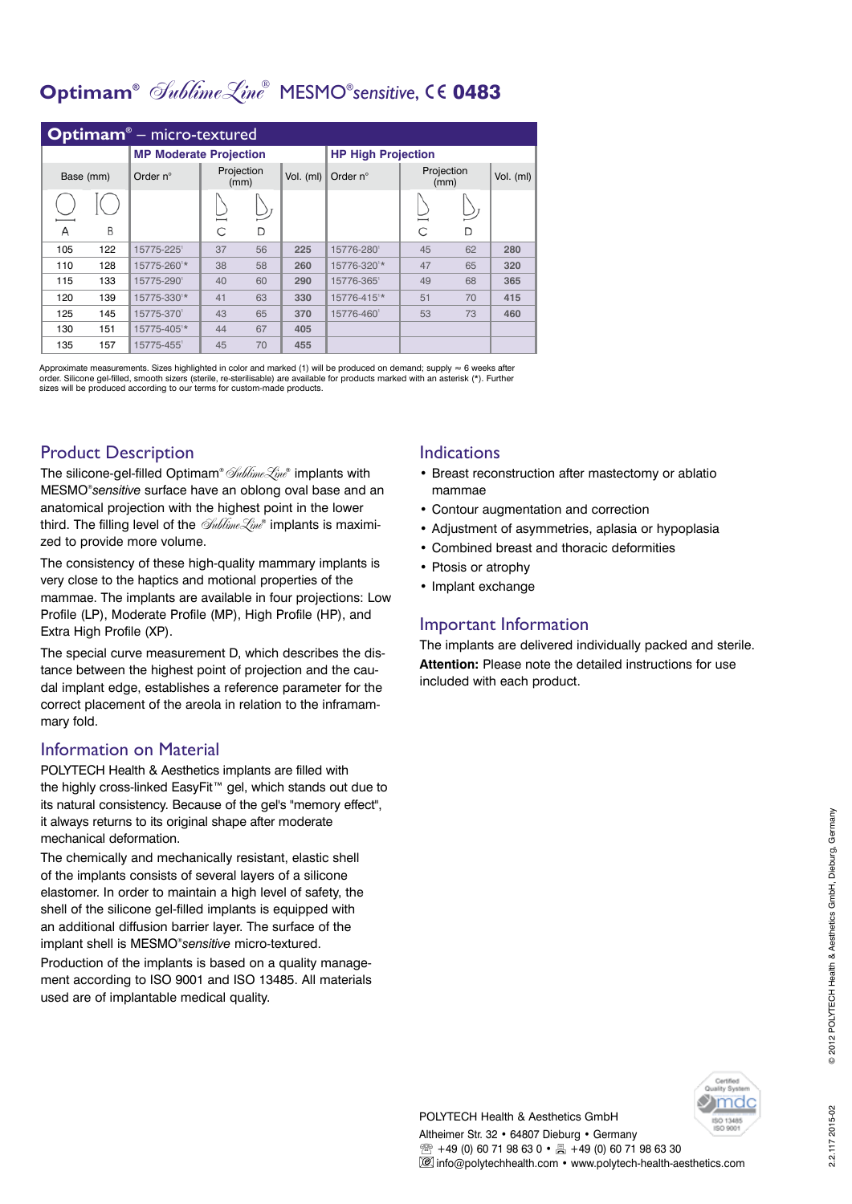# Optimam® SublimeLine® MESMO®*sensitive*, CE 0483

| Optimam® – micro-textured | | MP Moderate Projection | | | | HP High Projection | | | |
|---|---|---|---|---|---|---|---|---|---|
| Base (mm) | | Order n° | Projection (mm) | | Vol. (ml) | Order n° | Projection (mm) | | Vol. (ml) |
| A | B | | C | D | | | C | D | |
| 105 | 122 | 15775-225[1] | 37 | 56 | **225** | 15776-280[1] | 45 | 62 | **280** |
| 110 | 128 | 15775-260[1]* | 38 | 58 | **260** | 15776-320[1]* | 47 | 65 | **320** |
| 115 | 133 | 15775-290[1] | 40 | 60 | **290** | 15776-365[1] | 49 | 68 | **365** |
| 120 | 139 | 15775-330[1]* | 41 | 63 | **330** | 15776-415[1]* | 51 | 70 | **415** |
| 125 | 145 | 15775-370[1] | 43 | 65 | **370** | 15776-460[1] | 53 | 73 | **460** |
| 130 | 151 | 15775-405[1]* | 44 | 67 | **405** | | | | |
| 135 | 157 | 15775-455[1] | 45 | 70 | **455** | | | | |

Approximate measurements. Sizes highlighted in color and marked (1) will be produced on demand; supply ≈ 6 weeks after order. Silicone gel-filled, smooth sizers (sterile, re-sterilisable) are available for products marked with an asterisk (*). Further sizes will be produced according to our terms for custom-made products.

## Product Description

The silicone-gel-filled Optimam® SublimeLine® implants with MESMO®*sensitive* surface have an oblong oval base and an anatomical projection with the highest point in the lower third. The filling level of the SublimeLine® implants is maximized to provide more volume.

The consistency of these high-quality mammary implants is very close to the haptics and motional properties of the mammae. The implants are available in four projections: Low Profile (LP), Moderate Profile (MP), High Profile (HP), and Extra High Profile (XP).

The special curve measurement D, which describes the distance between the highest point of projection and the caudal implant edge, establishes a reference parameter for the correct placement of the areola in relation to the inframammary fold.

## Information on Material

POLYTECH Health & Aesthetics implants are filled with the highly cross-linked EasyFit™ gel, which stands out due to its natural consistency. Because of the gel's "memory effect", it always returns to its original shape after moderate mechanical deformation.

The chemically and mechanically resistant, elastic shell of the implants consists of several layers of a silicone elastomer. In order to maintain a high level of safety, the shell of the silicone gel-filled implants is equipped with an additional diffusion barrier layer. The surface of the implant shell is MESMO®*sensitive* micro-textured.

Production of the implants is based on a quality management according to ISO 9001 and ISO 13485. All materials used are of implantable medical quality.

## Indications

- Breast reconstruction after mastectomy or ablatio mammae
- Contour augmentation and correction
- Adjustment of asymmetries, aplasia or hypoplasia
- Combined breast and thoracic deformities
- Ptosis or atrophy
- Implant exchange

## Important Information

The implants are delivered individually packed and sterile.
**Attention:** Please note the detailed instructions for use included with each product.

Certified Quality System mdc ISO 13485 ISO 9001

POLYTECH Health & Aesthetics GmbH
Altheimer Str. 32 • 64807 Dieburg • Germany
+49 (0) 60 71 98 63 0 • +49 (0) 60 71 98 63 30
info@polytechhealth.com • www.polytech-health-aesthetics.com

© 2012 POLYTECH Health & Aesthetics GmbH, Dieburg, Germany

2.2.117 2015-02